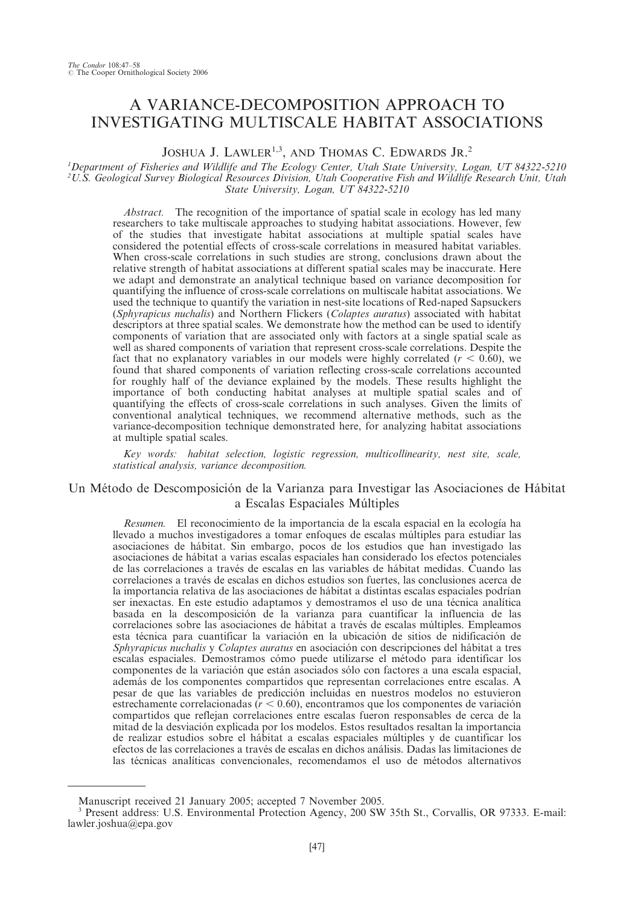# A VARIANCE-DECOMPOSITION APPROACH TO INVESTIGATING MULTISCALE HABITAT ASSOCIATIONS

Joshua J. Lawler[1,3], and Thomas C. Edwards Jr.[2]

[1]*Department of Fisheries and Wildlife and The Ecology Center, Utah State University, Logan, UT 84322-5210*
[2]*U.S. Geological Survey Biological Resources Division, Utah Cooperative Fish and Wildlife Research Unit, Utah State University, Logan, UT 84322-5210*

*Abstract.* The recognition of the importance of spatial scale in ecology has led many researchers to take multiscale approaches to studying habitat associations. However, few of the studies that investigate habitat associations at multiple spatial scales have considered the potential effects of cross-scale correlations in measured habitat variables. When cross-scale correlations in such studies are strong, conclusions drawn about the relative strength of habitat associations at different spatial scales may be inaccurate. Here we adapt and demonstrate an analytical technique based on variance decomposition for quantifying the influence of cross-scale correlations on multiscale habitat associations. We used the technique to quantify the variation in nest-site locations of Red-naped Sapsuckers (*Sphyrapicus nuchalis*) and Northern Flickers (*Colaptes auratus*) associated with habitat descriptors at three spatial scales. We demonstrate how the method can be used to identify components of variation that are associated only with factors at a single spatial scale as well as shared components of variation that represent cross-scale correlations. Despite the fact that no explanatory variables in our models were highly correlated ($r < 0.60$), we found that shared components of variation reflecting cross-scale correlations accounted for roughly half of the deviance explained by the models. These results highlight the importance of both conducting habitat analyses at multiple spatial scales and of quantifying the effects of cross-scale correlations in such analyses. Given the limits of conventional analytical techniques, we recommend alternative methods, such as the variance-decomposition technique demonstrated here, for analyzing habitat associations at multiple spatial scales.

*Key words:* *habitat selection, logistic regression, multicollinearity, nest site, scale, statistical analysis, variance decomposition.*

## Un Método de Descomposición de la Varianza para Investigar las Asociaciones de Hábitat a Escalas Espaciales Múltiples

*Resumen.* El reconocimiento de la importancia de la escala espacial en la ecología ha llevado a muchos investigadores a tomar enfoques de escalas múltiples para estudiar las asociaciones de hábitat. Sin embargo, pocos de los estudios que han investigado las asociaciones de hábitat a varias escalas espaciales han considerado los efectos potenciales de las correlaciones a través de escalas en las variables de hábitat medidas. Cuando las correlaciones a través de escalas en dichos estudios son fuertes, las conclusiones acerca de la importancia relativa de las asociaciones de hábitat a distintas escalas espaciales podrían ser inexactas. En este estudio adaptamos y demostramos el uso de una técnica analítica basada en la descomposición de la varianza para cuantificar la influencia de las correlaciones sobre las asociaciones de hábitat a través de escalas múltiples. Empleamos esta técnica para cuantificar la variación en la ubicación de sitios de nidificación de *Sphyrapicus nuchalis* y *Colaptes auratus* en asociación con descripciones del hábitat a tres escalas espaciales. Demostramos cómo puede utilizarse el método para identificar los componentes de la variación que están asociados sólo con factores a una escala espacial, además de los componentes compartidos que representan correlaciones entre escalas. A pesar de que las variables de predicción incluidas en nuestros modelos no estuvieron estrechamente correlacionadas ($r < 0.60$), encontramos que los componentes de variación compartidos que reflejan correlaciones entre escalas fueron responsables de cerca de la mitad de la desviación explicada por los modelos. Estos resultados resaltan la importancia de realizar estudios sobre el hábitat a escalas espaciales múltiples y de cuantificar los efectos de las correlaciones a través de escalas en dichos análisis. Dadas las limitaciones de las técnicas analíticas convencionales, recomendamos el uso de métodos alternativos

---

Manuscript received 21 January 2005; accepted 7 November 2005.

[3] Present address: U.S. Environmental Protection Agency, 200 SW 35th St., Corvallis, OR 97333. E-mail: lawler.joshua@epa.gov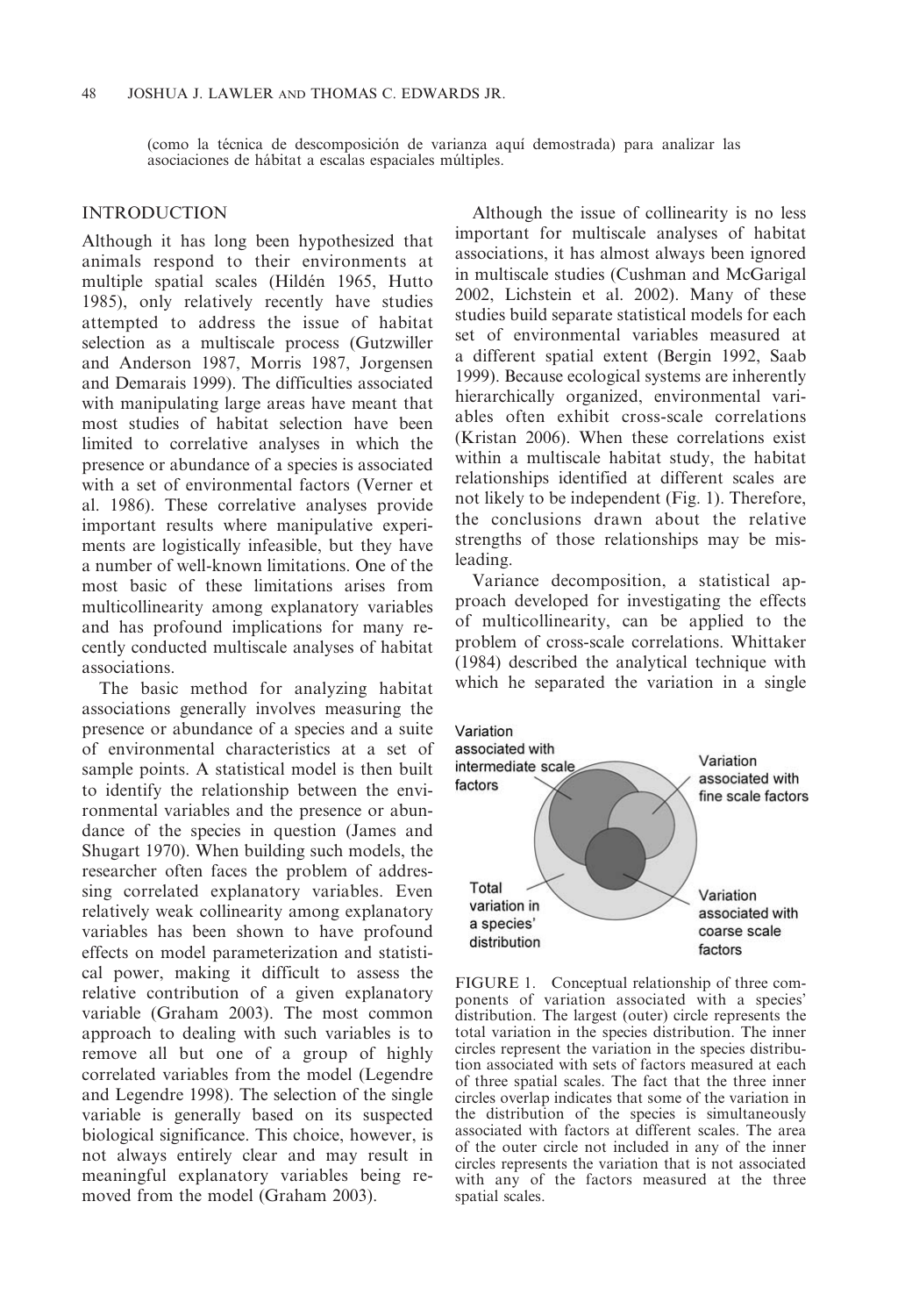(como la técnica de descomposición de varianza aquí demostrada) para analizar las asociaciones de hábitat a escalas espaciales múltiples.

## INTRODUCTION

Although it has long been hypothesized that animals respond to their environments at multiple spatial scales (Hildén 1965, Hutto 1985), only relatively recently have studies attempted to address the issue of habitat selection as a multiscale process (Gutzwiller and Anderson 1987, Morris 1987, Jorgensen and Demarais 1999). The difficulties associated with manipulating large areas have meant that most studies of habitat selection have been limited to correlative analyses in which the presence or abundance of a species is associated with a set of environmental factors (Verner et al. 1986). These correlative analyses provide important results where manipulative experiments are logistically infeasible, but they have a number of well-known limitations. One of the most basic of these limitations arises from multicollinearity among explanatory variables and has profound implications for many recently conducted multiscale analyses of habitat associations.

The basic method for analyzing habitat associations generally involves measuring the presence or abundance of a species and a suite of environmental characteristics at a set of sample points. A statistical model is then built to identify the relationship between the environmental variables and the presence or abundance of the species in question (James and Shugart 1970). When building such models, the researcher often faces the problem of addressing correlated explanatory variables. Even relatively weak collinearity among explanatory variables has been shown to have profound effects on model parameterization and statistical power, making it difficult to assess the relative contribution of a given explanatory variable (Graham 2003). The most common approach to dealing with such variables is to remove all but one of a group of highly correlated variables from the model (Legendre and Legendre 1998). The selection of the single variable is generally based on its suspected biological significance. This choice, however, is not always entirely clear and may result in meaningful explanatory variables being removed from the model (Graham 2003).

Although the issue of collinearity is no less important for multiscale analyses of habitat associations, it has almost always been ignored in multiscale studies (Cushman and McGarigal 2002, Lichstein et al. 2002). Many of these studies build separate statistical models for each set of environmental variables measured at a different spatial extent (Bergin 1992, Saab 1999). Because ecological systems are inherently hierarchically organized, environmental variables often exhibit cross-scale correlations (Kristan 2006). When these correlations exist within a multiscale habitat study, the habitat relationships identified at different scales are not likely to be independent (Fig. 1). Therefore, the conclusions drawn about the relative strengths of those relationships may be misleading.

Variance decomposition, a statistical approach developed for investigating the effects of multicollinearity, can be applied to the problem of cross-scale correlations. Whittaker (1984) described the analytical technique with which he separated the variation in a single

Variation associated with intermediate scale factors

Variation associated with fine scale factors

Total variation in a species' distribution

Variation associated with coarse scale factors

FIGURE 1. Conceptual relationship of three components of variation associated with a species' distribution. The largest (outer) circle represents the total variation in the species distribution. The inner circles represent the variation in the species distribution associated with sets of factors measured at each of three spatial scales. The fact that the three inner circles overlap indicates that some of the variation in the distribution of the species is simultaneously associated with factors at different scales. The area of the outer circle not included in any of the inner circles represents the variation that is not associated with any of the factors measured at the three spatial scales.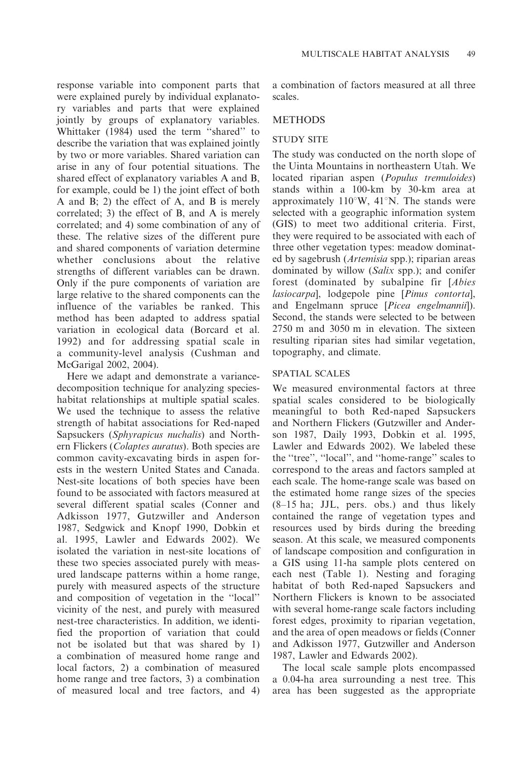response variable into component parts that were explained purely by individual explanatory variables and parts that were explained jointly by groups of explanatory variables. Whittaker (1984) used the term ''shared'' to describe the variation that was explained jointly by two or more variables. Shared variation can arise in any of four potential situations. The shared effect of explanatory variables A and B, for example, could be 1) the joint effect of both A and B; 2) the effect of A, and B is merely correlated; 3) the effect of B, and A is merely correlated; and 4) some combination of any of these. The relative sizes of the different pure and shared components of variation determine whether conclusions about the relative strengths of different variables can be drawn. Only if the pure components of variation are large relative to the shared components can the influence of the variables be ranked. This method has been adapted to address spatial variation in ecological data (Borcard et al. 1992) and for addressing spatial scale in a community-level analysis (Cushman and McGarigal 2002, 2004).

Here we adapt and demonstrate a variance-decomposition technique for analyzing species-habitat relationships at multiple spatial scales. We used the technique to assess the relative strength of habitat associations for Red-naped Sapsuckers (*Sphyrapicus nuchalis*) and Northern Flickers (*Colaptes auratus*). Both species are common cavity-excavating birds in aspen forests in the western United States and Canada. Nest-site locations of both species have been found to be associated with factors measured at several different spatial scales (Conner and Adkisson 1977, Gutzwiller and Anderson 1987, Sedgwick and Knopf 1990, Dobkin et al. 1995, Lawler and Edwards 2002). We isolated the variation in nest-site locations of these two species associated purely with measured landscape patterns within a home range, purely with measured aspects of the structure and composition of vegetation in the ''local'' vicinity of the nest, and purely with measured nest-tree characteristics. In addition, we identified the proportion of variation that could not be isolated but that was shared by 1) a combination of measured home range and local factors, 2) a combination of measured home range and tree factors, 3) a combination of measured local and tree factors, and 4) a combination of factors measured at all three scales.

## METHODS

### STUDY SITE

The study was conducted on the north slope of the Uinta Mountains in northeastern Utah. We located riparian aspen (*Populus tremuloides*) stands within a 100-km by 30-km area at approximately 110°W, 41°N. The stands were selected with a geographic information system (GIS) to meet two additional criteria. First, they were required to be associated with each of three other vegetation types: meadow dominated by sagebrush (*Artemisia* spp.); riparian areas dominated by willow (*Salix* spp.); and conifer forest (dominated by subalpine fir [*Abies lasiocarpa*], lodgepole pine [*Pinus contorta*], and Engelmann spruce [*Picea engelmannii*]). Second, the stands were selected to be between 2750 m and 3050 m in elevation. The sixteen resulting riparian sites had similar vegetation, topography, and climate.

### SPATIAL SCALES

We measured environmental factors at three spatial scales considered to be biologically meaningful to both Red-naped Sapsuckers and Northern Flickers (Gutzwiller and Anderson 1987, Daily 1993, Dobkin et al. 1995, Lawler and Edwards 2002). We labeled these the ''tree'', ''local'', and ''home-range'' scales to correspond to the areas and factors sampled at each scale. The home-range scale was based on the estimated home range sizes of the species (8–15 ha; JJL, pers. obs.) and thus likely contained the range of vegetation types and resources used by birds during the breeding season. At this scale, we measured components of landscape composition and configuration in a GIS using 11-ha sample plots centered on each nest (Table 1). Nesting and foraging habitat of both Red-naped Sapsuckers and Northern Flickers is known to be associated with several home-range scale factors including forest edges, proximity to riparian vegetation, and the area of open meadows or fields (Conner and Adkisson 1977, Gutzwiller and Anderson 1987, Lawler and Edwards 2002).

The local scale sample plots encompassed a 0.04-ha area surrounding a nest tree. This area has been suggested as the appropriate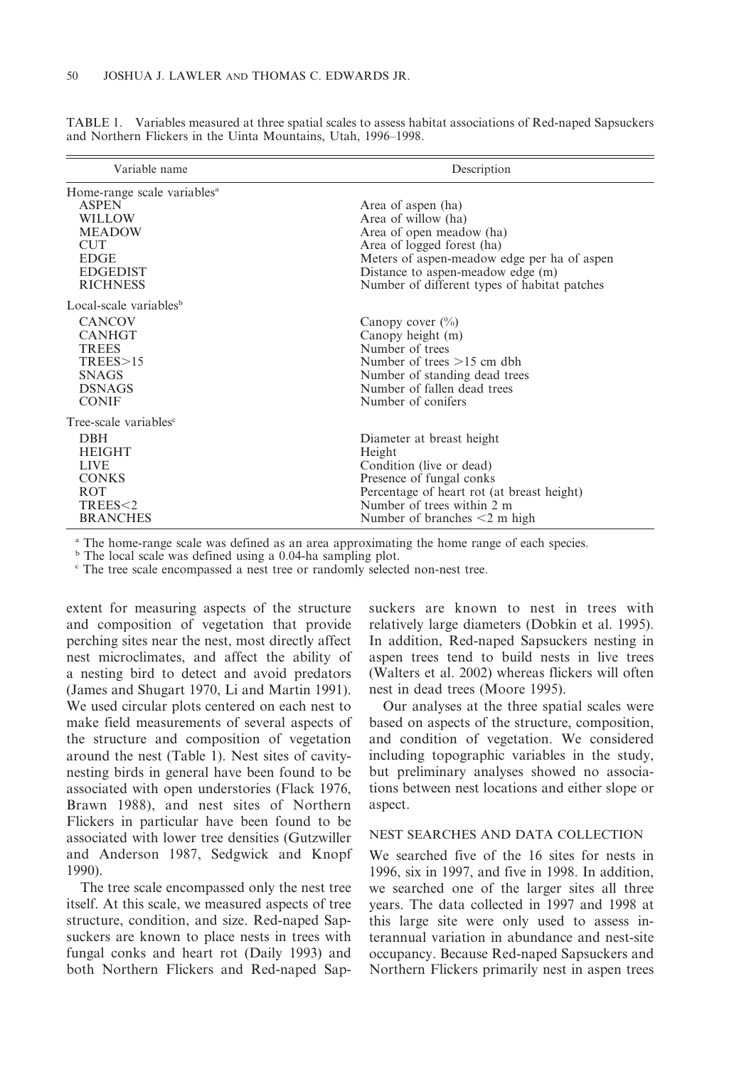TABLE 1. Variables measured at three spatial scales to assess habitat associations of Red-naped Sapsuckers and Northern Flickers in the Uinta Mountains, Utah, 1996–1998.

| Variable name | Description |
|---|---|
| Home-range scale variables[a] | |
| ASPEN | Area of aspen (ha) |
| WILLOW | Area of willow (ha) |
| MEADOW | Area of open meadow (ha) |
| CUT | Area of logged forest (ha) |
| EDGE | Meters of aspen-meadow edge per ha of aspen |
| EDGEDIST | Distance to aspen-meadow edge (m) |
| RICHNESS | Number of different types of habitat patches |
| Local-scale variables[b] | |
| CANCOV | Canopy cover (%) |
| CANHGT | Canopy height (m) |
| TREES | Number of trees |
| TREES>15 | Number of trees >15 cm dbh |
| SNAGS | Number of standing dead trees |
| DSNAGS | Number of fallen dead trees |
| CONIF | Number of conifers |
| Tree-scale variables[c] | |
| DBH | Diameter at breast height |
| HEIGHT | Height |
| LIVE | Condition (live or dead) |
| CONKS | Presence of fungal conks |
| ROT | Percentage of heart rot (at breast height) |
| TREES<2 | Number of trees within 2 m |
| BRANCHES | Number of branches <2 m high |

[a] The home-range scale was defined as an area approximating the home range of each species.
[b] The local scale was defined using a 0.04-ha sampling plot.
[c] The tree scale encompassed a nest tree or randomly selected non-nest tree.

extent for measuring aspects of the structure and composition of vegetation that provide perching sites near the nest, most directly affect nest microclimates, and affect the ability of a nesting bird to detect and avoid predators (James and Shugart 1970, Li and Martin 1991). We used circular plots centered on each nest to make field measurements of several aspects of the structure and composition of vegetation around the nest (Table 1). Nest sites of cavity-nesting birds in general have been found to be associated with open understories (Flack 1976, Brawn 1988), and nest sites of Northern Flickers in particular have been found to be associated with lower tree densities (Gutzwiller and Anderson 1987, Sedgwick and Knopf 1990).

The tree scale encompassed only the nest tree itself. At this scale, we measured aspects of tree structure, condition, and size. Red-naped Sapsuckers are known to place nests in trees with fungal conks and heart rot (Daily 1993) and both Northern Flickers and Red-naped Sapsuckers are known to nest in trees with relatively large diameters (Dobkin et al. 1995). In addition, Red-naped Sapsuckers nesting in aspen trees tend to build nests in live trees (Walters et al. 2002) whereas flickers will often nest in dead trees (Moore 1995).

Our analyses at the three spatial scales were based on aspects of the structure, composition, and condition of vegetation. We considered including topographic variables in the study, but preliminary analyses showed no associations between nest locations and either slope or aspect.

### NEST SEARCHES AND DATA COLLECTION

We searched five of the 16 sites for nests in 1996, six in 1997, and five in 1998. In addition, we searched one of the larger sites all three years. The data collected in 1997 and 1998 at this large site were only used to assess interannual variation in abundance and nest-site occupancy. Because Red-naped Sapsuckers and Northern Flickers primarily nest in aspen trees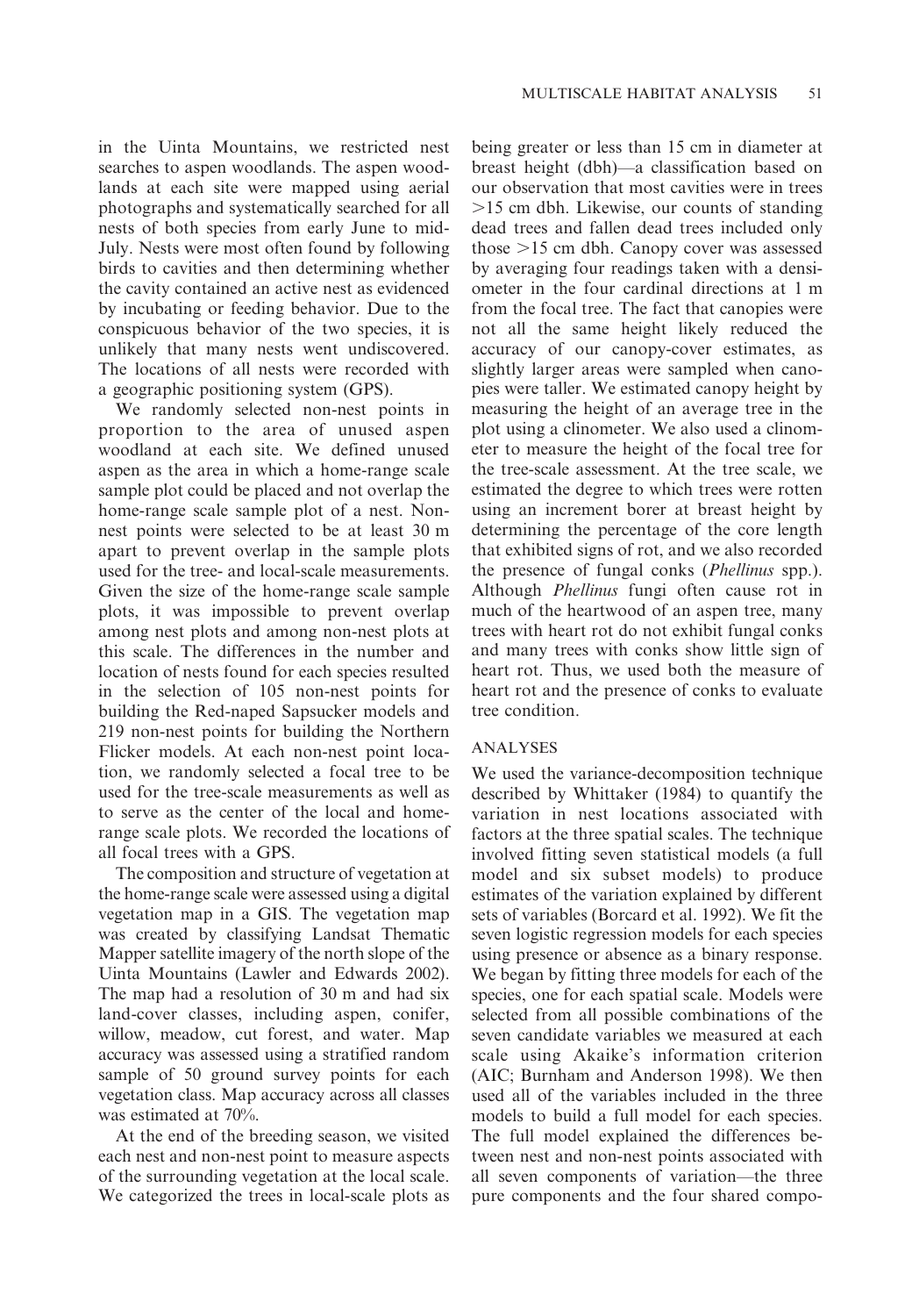in the Uinta Mountains, we restricted nest searches to aspen woodlands. The aspen woodlands at each site were mapped using aerial photographs and systematically searched for all nests of both species from early June to mid-July. Nests were most often found by following birds to cavities and then determining whether the cavity contained an active nest as evidenced by incubating or feeding behavior. Due to the conspicuous behavior of the two species, it is unlikely that many nests went undiscovered. The locations of all nests were recorded with a geographic positioning system (GPS).

We randomly selected non-nest points in proportion to the area of unused aspen woodland at each site. We defined unused aspen as the area in which a home-range scale sample plot could be placed and not overlap the home-range scale sample plot of a nest. Non-nest points were selected to be at least 30 m apart to prevent overlap in the sample plots used for the tree- and local-scale measurements. Given the size of the home-range scale sample plots, it was impossible to prevent overlap among nest plots and among non-nest plots at this scale. The differences in the number and location of nests found for each species resulted in the selection of 105 non-nest points for building the Red-naped Sapsucker models and 219 non-nest points for building the Northern Flicker models. At each non-nest point location, we randomly selected a focal tree to be used for the tree-scale measurements as well as to serve as the center of the local and home-range scale plots. We recorded the locations of all focal trees with a GPS.

The composition and structure of vegetation at the home-range scale were assessed using a digital vegetation map in a GIS. The vegetation map was created by classifying Landsat Thematic Mapper satellite imagery of the north slope of the Uinta Mountains (Lawler and Edwards 2002). The map had a resolution of 30 m and had six land-cover classes, including aspen, conifer, willow, meadow, cut forest, and water. Map accuracy was assessed using a stratified random sample of 50 ground survey points for each vegetation class. Map accuracy across all classes was estimated at 70%.

At the end of the breeding season, we visited each nest and non-nest point to measure aspects of the surrounding vegetation at the local scale. We categorized the trees in local-scale plots as being greater or less than 15 cm in diameter at breast height (dbh)—a classification based on our observation that most cavities were in trees >15 cm dbh. Likewise, our counts of standing dead trees and fallen dead trees included only those >15 cm dbh. Canopy cover was assessed by averaging four readings taken with a densiometer in the four cardinal directions at 1 m from the focal tree. The fact that canopies were not all the same height likely reduced the accuracy of our canopy-cover estimates, as slightly larger areas were sampled when canopies were taller. We estimated canopy height by measuring the height of an average tree in the plot using a clinometer. We also used a clinometer to measure the height of the focal tree for the tree-scale assessment. At the tree scale, we estimated the degree to which trees were rotten using an increment borer at breast height by determining the percentage of the core length that exhibited signs of rot, and we also recorded the presence of fungal conks (*Phellinus* spp.). Although *Phellinus* fungi often cause rot in much of the heartwood of an aspen tree, many trees with heart rot do not exhibit fungal conks and many trees with conks show little sign of heart rot. Thus, we used both the measure of heart rot and the presence of conks to evaluate tree condition.

## ANALYSES

We used the variance-decomposition technique described by Whittaker (1984) to quantify the variation in nest locations associated with factors at the three spatial scales. The technique involved fitting seven statistical models (a full model and six subset models) to produce estimates of the variation explained by different sets of variables (Borcard et al. 1992). We fit the seven logistic regression models for each species using presence or absence as a binary response. We began by fitting three models for each of the species, one for each spatial scale. Models were selected from all possible combinations of the seven candidate variables we measured at each scale using Akaike's information criterion (AIC; Burnham and Anderson 1998). We then used all of the variables included in the three models to build a full model for each species. The full model explained the differences between nest and non-nest points associated with all seven components of variation—the three pure components and the four shared compo-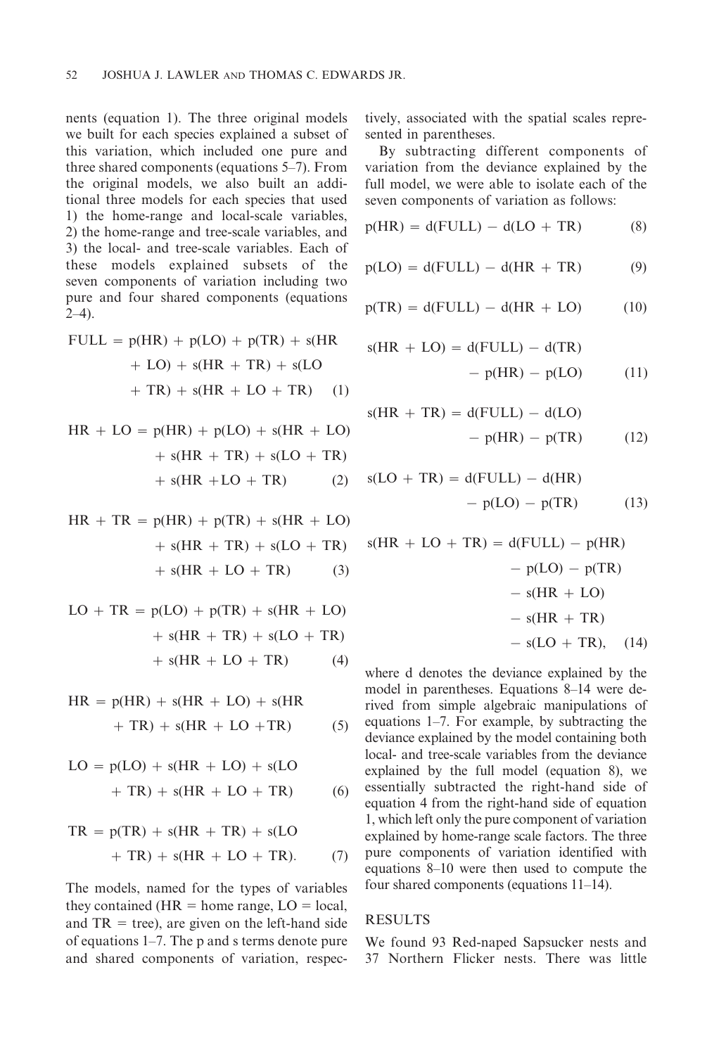nents (equation 1). The three original models we built for each species explained a subset of this variation, which included one pure and three shared components (equations 5–7). From the original models, we also built an additional three models for each species that used 1) the home-range and local-scale variables, 2) the home-range and tree-scale variables, and 3) the local- and tree-scale variables. Each of these models explained subsets of the seven components of variation including two pure and four shared components (equations 2–4).

$$\mathrm{FULL} = \mathrm{p(HR)} + \mathrm{p(LO)} + \mathrm{p(TR)} + \mathrm{s(HR + LO)} + \mathrm{s(HR + TR)} + \mathrm{s(LO + TR)} + \mathrm{s(HR + LO + TR)} \quad (1)$$

$$\mathrm{HR + LO} = \mathrm{p(HR)} + \mathrm{p(LO)} + \mathrm{s(HR + LO)} + \mathrm{s(HR + TR)} + \mathrm{s(LO + TR)} + \mathrm{s(HR + LO + TR)} \quad (2)$$

$$\mathrm{HR + TR} = \mathrm{p(HR)} + \mathrm{p(TR)} + \mathrm{s(HR + LO)} + \mathrm{s(HR + TR)} + \mathrm{s(LO + TR)} + \mathrm{s(HR + LO + TR)} \quad (3)$$

$$\mathrm{LO + TR} = \mathrm{p(LO)} + \mathrm{p(TR)} + \mathrm{s(HR + LO)} + \mathrm{s(HR + TR)} + \mathrm{s(LO + TR)} + \mathrm{s(HR + LO + TR)} \quad (4)$$

$$\mathrm{HR} = \mathrm{p(HR)} + \mathrm{s(HR + LO)} + \mathrm{s(HR + TR)} + \mathrm{s(HR + LO + TR)} \quad (5)$$

$$\mathrm{LO} = \mathrm{p(LO)} + \mathrm{s(HR + LO)} + \mathrm{s(LO + TR)} + \mathrm{s(HR + LO + TR)} \quad (6)$$

$$\mathrm{TR} = \mathrm{p(TR)} + \mathrm{s(HR + TR)} + \mathrm{s(LO + TR)} + \mathrm{s(HR + LO + TR)}. \quad (7)$$

The models, named for the types of variables they contained (HR = home range, LO = local, and TR = tree), are given on the left-hand side of equations 1–7. The p and s terms denote pure and shared components of variation, respectively, associated with the spatial scales represented in parentheses.

By subtracting different components of variation from the deviance explained by the full model, we were able to isolate each of the seven components of variation as follows:

$$\mathrm{p(HR)} = \mathrm{d(FULL)} - \mathrm{d(LO + TR)} \quad (8)$$

$$\mathrm{p(LO)} = \mathrm{d(FULL)} - \mathrm{d(HR + TR)} \quad (9)$$

$$\mathrm{p(TR)} = \mathrm{d(FULL)} - \mathrm{d(HR + LO)} \quad (10)$$

$$\mathrm{s(HR + LO)} = \mathrm{d(FULL)} - \mathrm{d(TR)} - \mathrm{p(HR)} - \mathrm{p(LO)} \quad (11)$$

$$\mathrm{s(HR + TR)} = \mathrm{d(FULL)} - \mathrm{d(LO)} - \mathrm{p(HR)} - \mathrm{p(TR)} \quad (12)$$

$$\mathrm{s(LO + TR)} = \mathrm{d(FULL)} - \mathrm{d(HR)} - \mathrm{p(LO)} - \mathrm{p(TR)} \quad (13)$$

$$\mathrm{s(HR + LO + TR)} = \mathrm{d(FULL)} - \mathrm{p(HR)} - \mathrm{p(LO)} - \mathrm{p(TR)} - \mathrm{s(HR + LO)} - \mathrm{s(HR + TR)} - \mathrm{s(LO + TR)}, \quad (14)$$

where d denotes the deviance explained by the model in parentheses. Equations 8–14 were derived from simple algebraic manipulations of equations 1–7. For example, by subtracting the deviance explained by the model containing both local- and tree-scale variables from the deviance explained by the full model (equation 8), we essentially subtracted the right-hand side of equation 4 from the right-hand side of equation 1, which left only the pure component of variation explained by home-range scale factors. The three pure components of variation identified with equations 8–10 were then used to compute the four shared components (equations 11–14).

## RESULTS

We found 93 Red-naped Sapsucker nests and 37 Northern Flicker nests. There was little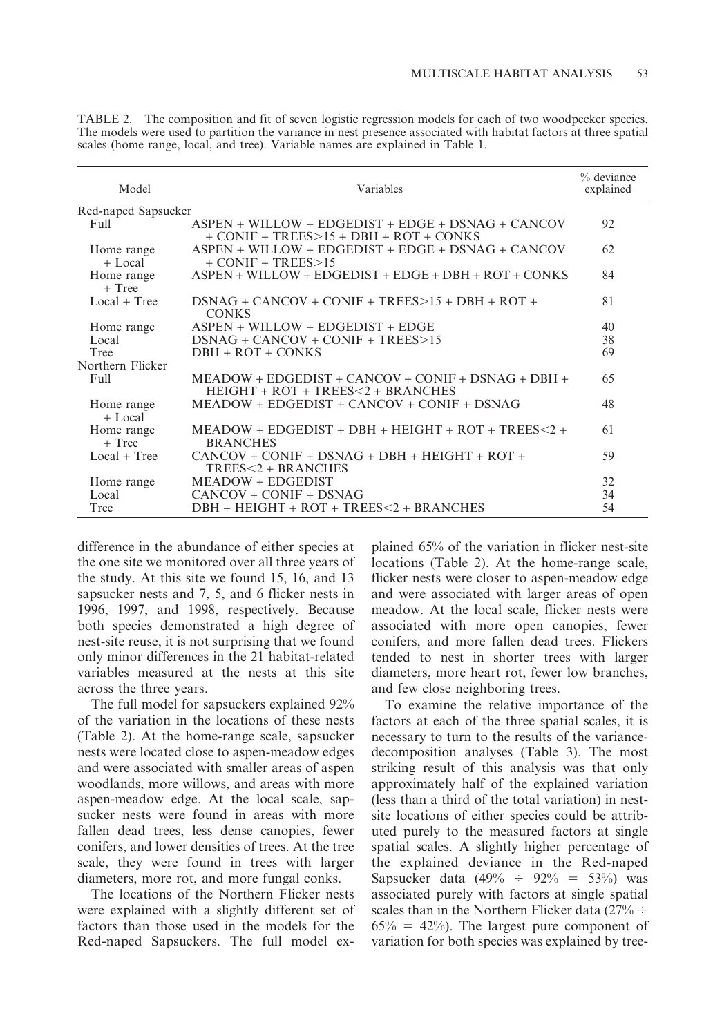TABLE 2. The composition and fit of seven logistic regression models for each of two woodpecker species. The models were used to partition the variance in nest presence associated with habitat factors at three spatial scales (home range, local, and tree). Variable names are explained in Table 1.

| Model | Variables | % deviance explained |
|---|---|---|
| Red-naped Sapsucker | | |
| Full | ASPEN + WILLOW + EDGEDIST + EDGE + DSNAG + CANCOV + CONIF + TREES>15 + DBH + ROT + CONKS | 92 |
| Home range + Local | ASPEN + WILLOW + EDGEDIST + EDGE + DSNAG + CANCOV + CONIF + TREES>15 | 62 |
| Home range + Tree | ASPEN + WILLOW + EDGEDIST + EDGE + DBH + ROT + CONKS | 84 |
| Local + Tree | DSNAG + CANCOV + CONIF + TREES>15 + DBH + ROT + CONKS | 81 |
| Home range | ASPEN + WILLOW + EDGEDIST + EDGE | 40 |
| Local | DSNAG + CANCOV + CONIF + TREES>15 | 38 |
| Tree | DBH + ROT + CONKS | 69 |
| Northern Flicker | | |
| Full | MEADOW + EDGEDIST + CANCOV + CONIF + DSNAG + DBH + HEIGHT + ROT + TREES<2 + BRANCHES | 65 |
| Home range + Local | MEADOW + EDGEDIST + CANCOV + CONIF + DSNAG | 48 |
| Home range + Tree | MEADOW + EDGEDIST + DBH + HEIGHT + ROT + TREES<2 + BRANCHES | 61 |
| Local + Tree | CANCOV + CONIF + DSNAG + DBH + HEIGHT + ROT + TREES<2 + BRANCHES | 59 |
| Home range | MEADOW + EDGEDIST | 32 |
| Local | CANCOV + CONIF + DSNAG | 34 |
| Tree | DBH + HEIGHT + ROT + TREES<2 + BRANCHES | 54 |

difference in the abundance of either species at the one site we monitored over all three years of the study. At this site we found 15, 16, and 13 sapsucker nests and 7, 5, and 6 flicker nests in 1996, 1997, and 1998, respectively. Because both species demonstrated a high degree of nest-site reuse, it is not surprising that we found only minor differences in the 21 habitat-related variables measured at the nests at this site across the three years.

The full model for sapsuckers explained 92% of the variation in the locations of these nests (Table 2). At the home-range scale, sapsucker nests were located close to aspen-meadow edges and were associated with smaller areas of aspen woodlands, more willows, and areas with more aspen-meadow edge. At the local scale, sapsucker nests were found in areas with more fallen dead trees, less dense canopies, fewer conifers, and lower densities of trees. At the tree scale, they were found in trees with larger diameters, more rot, and more fungal conks.

The locations of the Northern Flicker nests were explained with a slightly different set of factors than those used in the models for the Red-naped Sapsuckers. The full model explained 65% of the variation in flicker nest-site locations (Table 2). At the home-range scale, flicker nests were closer to aspen-meadow edge and were associated with larger areas of open meadow. At the local scale, flicker nests were associated with more open canopies, fewer conifers, and more fallen dead trees. Flickers tended to nest in shorter trees with larger diameters, more heart rot, fewer low branches, and few close neighboring trees.

To examine the relative importance of the factors at each of the three spatial scales, it is necessary to turn to the results of the variance-decomposition analyses (Table 3). The most striking result of this analysis was that only approximately half of the explained variation (less than a third of the total variation) in nest-site locations of either species could be attributed purely to the measured factors at single spatial scales. A slightly higher percentage of the explained deviance in the Red-naped Sapsucker data (49% ÷ 92% = 53%) was associated purely with factors at single spatial scales than in the Northern Flicker data (27% ÷ 65% = 42%). The largest pure component of variation for both species was explained by tree-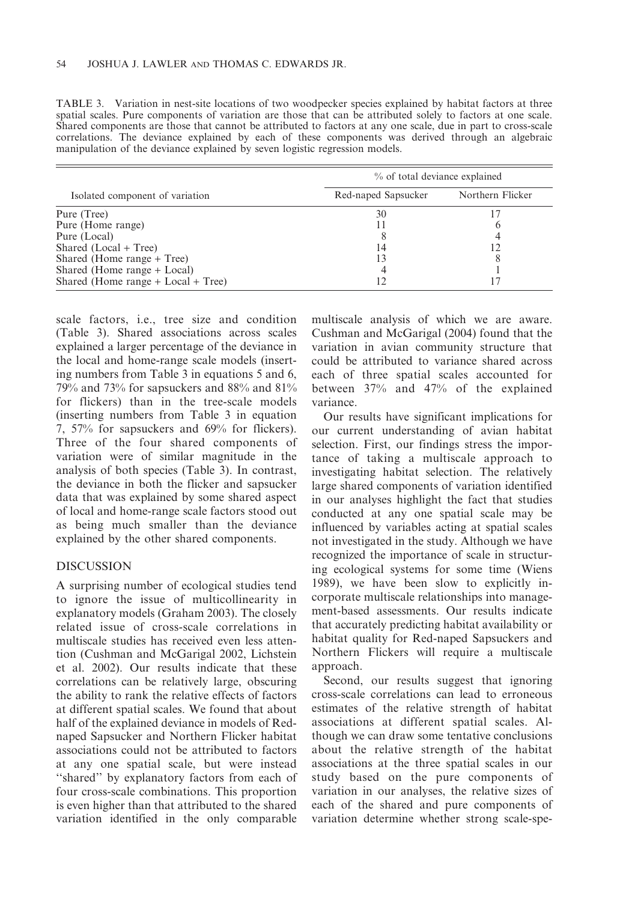TABLE 3. Variation in nest-site locations of two woodpecker species explained by habitat factors at three spatial scales. Pure components of variation are those that can be attributed solely to factors at one scale. Shared components are those that cannot be attributed to factors at any one scale, due in part to cross-scale correlations. The deviance explained by each of these components was derived through an algebraic manipulation of the deviance explained by seven logistic regression models.

| Isolated component of variation | % of total deviance explained | |
|---|---|---|
| | Red-naped Sapsucker | Northern Flicker |
| Pure (Tree) | 30 | 17 |
| Pure (Home range) | 11 | 6 |
| Pure (Local) | 8 | 4 |
| Shared (Local + Tree) | 14 | 12 |
| Shared (Home range + Tree) | 13 | 8 |
| Shared (Home range + Local) | 4 | 1 |
| Shared (Home range + Local + Tree) | 12 | 17 |

scale factors, i.e., tree size and condition (Table 3). Shared associations across scales explained a larger percentage of the deviance in the local and home-range scale models (inserting numbers from Table 3 in equations 5 and 6, 79% and 73% for sapsuckers and 88% and 81% for flickers) than in the tree-scale models (inserting numbers from Table 3 in equation 7, 57% for sapsuckers and 69% for flickers). Three of the four shared components of variation were of similar magnitude in the analysis of both species (Table 3). In contrast, the deviance in both the flicker and sapsucker data that was explained by some shared aspect of local and home-range scale factors stood out as being much smaller than the deviance explained by the other shared components.

## DISCUSSION

A surprising number of ecological studies tend to ignore the issue of multicollinearity in explanatory models (Graham 2003). The closely related issue of cross-scale correlations in multiscale studies has received even less attention (Cushman and McGarigal 2002, Lichstein et al. 2002). Our results indicate that these correlations can be relatively large, obscuring the ability to rank the relative effects of factors at different spatial scales. We found that about half of the explained deviance in models of Red-naped Sapsucker and Northern Flicker habitat associations could not be attributed to factors at any one spatial scale, but were instead "shared" by explanatory factors from each of four cross-scale combinations. This proportion is even higher than that attributed to the shared variation identified in the only comparable multiscale analysis of which we are aware. Cushman and McGarigal (2004) found that the variation in avian community structure that could be attributed to variance shared across each of three spatial scales accounted for between 37% and 47% of the explained variance.

Our results have significant implications for our current understanding of avian habitat selection. First, our findings stress the importance of taking a multiscale approach to investigating habitat selection. The relatively large shared components of variation identified in our analyses highlight the fact that studies conducted at any one spatial scale may be influenced by variables acting at spatial scales not investigated in the study. Although we have recognized the importance of scale in structuring ecological systems for some time (Wiens 1989), we have been slow to explicitly incorporate multiscale relationships into management-based assessments. Our results indicate that accurately predicting habitat availability or habitat quality for Red-naped Sapsuckers and Northern Flickers will require a multiscale approach.

Second, our results suggest that ignoring cross-scale correlations can lead to erroneous estimates of the relative strength of habitat associations at different spatial scales. Although we can draw some tentative conclusions about the relative strength of the habitat associations at the three spatial scales in our study based on the pure components of variation in our analyses, the relative sizes of each of the shared and pure components of variation determine whether strong scale-spe-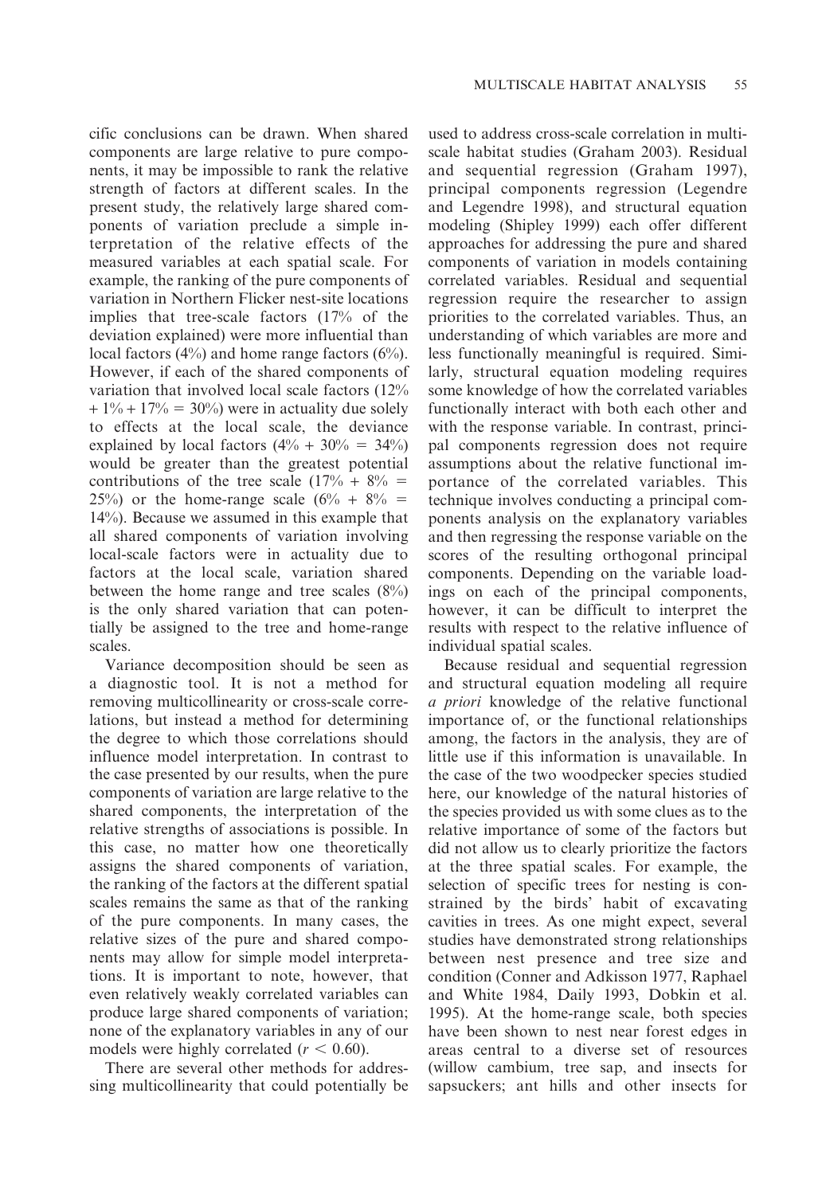cific conclusions can be drawn. When shared components are large relative to pure components, it may be impossible to rank the relative strength of factors at different scales. In the present study, the relatively large shared components of variation preclude a simple interpretation of the relative effects of the measured variables at each spatial scale. For example, the ranking of the pure components of variation in Northern Flicker nest-site locations implies that tree-scale factors (17% of the deviation explained) were more influential than local factors (4%) and home range factors (6%). However, if each of the shared components of variation that involved local scale factors (12% + 1% + 17% = 30%) were in actuality due solely to effects at the local scale, the deviance explained by local factors (4% + 30% = 34%) would be greater than the greatest potential contributions of the tree scale (17% + 8% = 25%) or the home-range scale (6% + 8% = 14%). Because we assumed in this example that all shared components of variation involving local-scale factors were in actuality due to factors at the local scale, variation shared between the home range and tree scales (8%) is the only shared variation that can potentially be assigned to the tree and home-range scales.

Variance decomposition should be seen as a diagnostic tool. It is not a method for removing multicollinearity or cross-scale correlations, but instead a method for determining the degree to which those correlations should influence model interpretation. In contrast to the case presented by our results, when the pure components of variation are large relative to the shared components, the interpretation of the relative strengths of associations is possible. In this case, no matter how one theoretically assigns the shared components of variation, the ranking of the factors at the different spatial scales remains the same as that of the ranking of the pure components. In many cases, the relative sizes of the pure and shared components may allow for simple model interpretations. It is important to note, however, that even relatively weakly correlated variables can produce large shared components of variation; none of the explanatory variables in any of our models were highly correlated ($r < 0.60$).

There are several other methods for addressing multicollinearity that could potentially be used to address cross-scale correlation in multiscale habitat studies (Graham 2003). Residual and sequential regression (Graham 1997), principal components regression (Legendre and Legendre 1998), and structural equation modeling (Shipley 1999) each offer different approaches for addressing the pure and shared components of variation in models containing correlated variables. Residual and sequential regression require the researcher to assign priorities to the correlated variables. Thus, an understanding of which variables are more and less functionally meaningful is required. Similarly, structural equation modeling requires some knowledge of how the correlated variables functionally interact with both each other and with the response variable. In contrast, principal components regression does not require assumptions about the relative functional importance of the correlated variables. This technique involves conducting a principal components analysis on the explanatory variables and then regressing the response variable on the scores of the resulting orthogonal principal components. Depending on the variable loadings on each of the principal components, however, it can be difficult to interpret the results with respect to the relative influence of individual spatial scales.

Because residual and sequential regression and structural equation modeling all require *a priori* knowledge of the relative functional importance of, or the functional relationships among, the factors in the analysis, they are of little use if this information is unavailable. In the case of the two woodpecker species studied here, our knowledge of the natural histories of the species provided us with some clues as to the relative importance of some of the factors but did not allow us to clearly prioritize the factors at the three spatial scales. For example, the selection of specific trees for nesting is constrained by the birds' habit of excavating cavities in trees. As one might expect, several studies have demonstrated strong relationships between nest presence and tree size and condition (Conner and Adkisson 1977, Raphael and White 1984, Daily 1993, Dobkin et al. 1995). At the home-range scale, both species have been shown to nest near forest edges in areas central to a diverse set of resources (willow cambium, tree sap, and insects for sapsuckers; ant hills and other insects for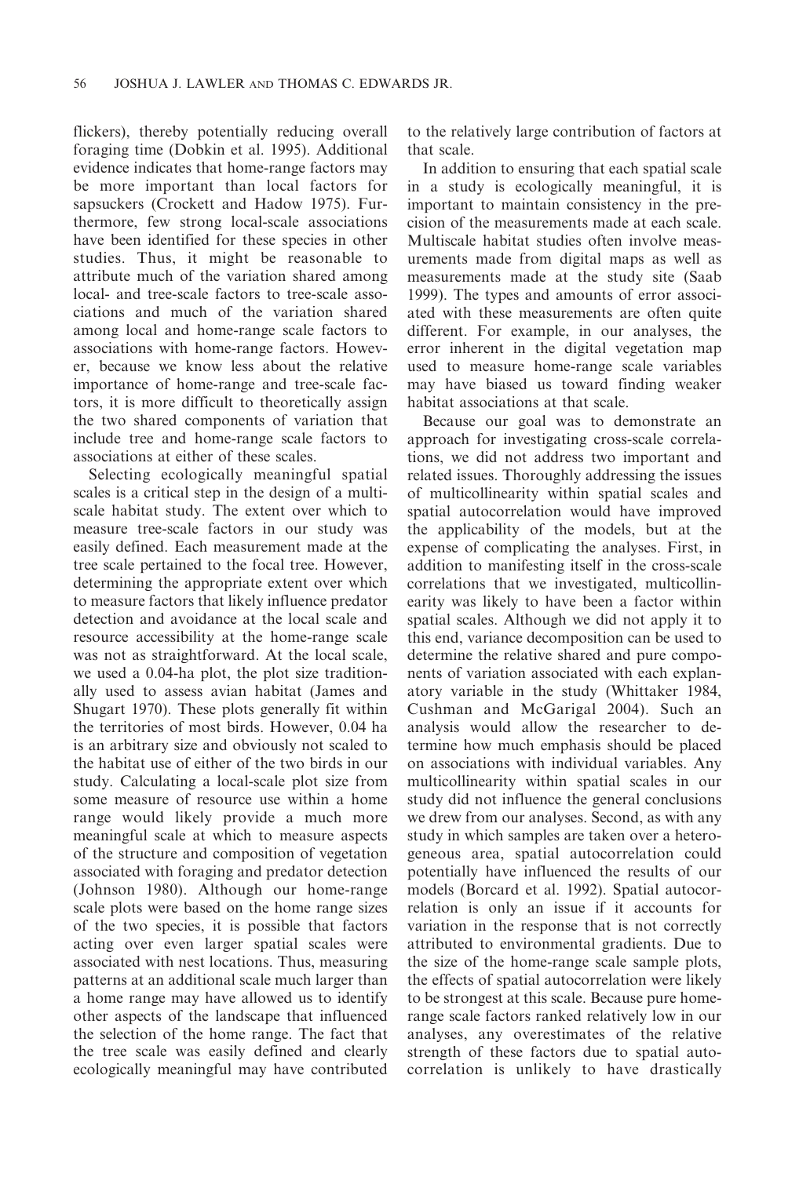flickers), thereby potentially reducing overall foraging time (Dobkin et al. 1995). Additional evidence indicates that home-range factors may be more important than local factors for sapsuckers (Crockett and Hadow 1975). Furthermore, few strong local-scale associations have been identified for these species in other studies. Thus, it might be reasonable to attribute much of the variation shared among local- and tree-scale factors to tree-scale associations and much of the variation shared among local and home-range scale factors to associations with home-range factors. However, because we know less about the relative importance of home-range and tree-scale factors, it is more difficult to theoretically assign the two shared components of variation that include tree and home-range scale factors to associations at either of these scales.

Selecting ecologically meaningful spatial scales is a critical step in the design of a multiscale habitat study. The extent over which to measure tree-scale factors in our study was easily defined. Each measurement made at the tree scale pertained to the focal tree. However, determining the appropriate extent over which to measure factors that likely influence predator detection and avoidance at the local scale and resource accessibility at the home-range scale was not as straightforward. At the local scale, we used a 0.04-ha plot, the plot size traditionally used to assess avian habitat (James and Shugart 1970). These plots generally fit within the territories of most birds. However, 0.04 ha is an arbitrary size and obviously not scaled to the habitat use of either of the two birds in our study. Calculating a local-scale plot size from some measure of resource use within a home range would likely provide a much more meaningful scale at which to measure aspects of the structure and composition of vegetation associated with foraging and predator detection (Johnson 1980). Although our home-range scale plots were based on the home range sizes of the two species, it is possible that factors acting over even larger spatial scales were associated with nest locations. Thus, measuring patterns at an additional scale much larger than a home range may have allowed us to identify other aspects of the landscape that influenced the selection of the home range. The fact that the tree scale was easily defined and clearly ecologically meaningful may have contributed to the relatively large contribution of factors at that scale.

In addition to ensuring that each spatial scale in a study is ecologically meaningful, it is important to maintain consistency in the precision of the measurements made at each scale. Multiscale habitat studies often involve measurements made from digital maps as well as measurements made at the study site (Saab 1999). The types and amounts of error associated with these measurements are often quite different. For example, in our analyses, the error inherent in the digital vegetation map used to measure home-range scale variables may have biased us toward finding weaker habitat associations at that scale.

Because our goal was to demonstrate an approach for investigating cross-scale correlations, we did not address two important and related issues. Thoroughly addressing the issues of multicollinearity within spatial scales and spatial autocorrelation would have improved the applicability of the models, but at the expense of complicating the analyses. First, in addition to manifesting itself in the cross-scale correlations that we investigated, multicollinearity was likely to have been a factor within spatial scales. Although we did not apply it to this end, variance decomposition can be used to determine the relative shared and pure components of variation associated with each explanatory variable in the study (Whittaker 1984, Cushman and McGarigal 2004). Such an analysis would allow the researcher to determine how much emphasis should be placed on associations with individual variables. Any multicollinearity within spatial scales in our study did not influence the general conclusions we drew from our analyses. Second, as with any study in which samples are taken over a heterogeneous area, spatial autocorrelation could potentially have influenced the results of our models (Borcard et al. 1992). Spatial autocorrelation is only an issue if it accounts for variation in the response that is not correctly attributed to environmental gradients. Due to the size of the home-range scale sample plots, the effects of spatial autocorrelation were likely to be strongest at this scale. Because pure home-range scale factors ranked relatively low in our analyses, any overestimates of the relative strength of these factors due to spatial autocorrelation is unlikely to have drastically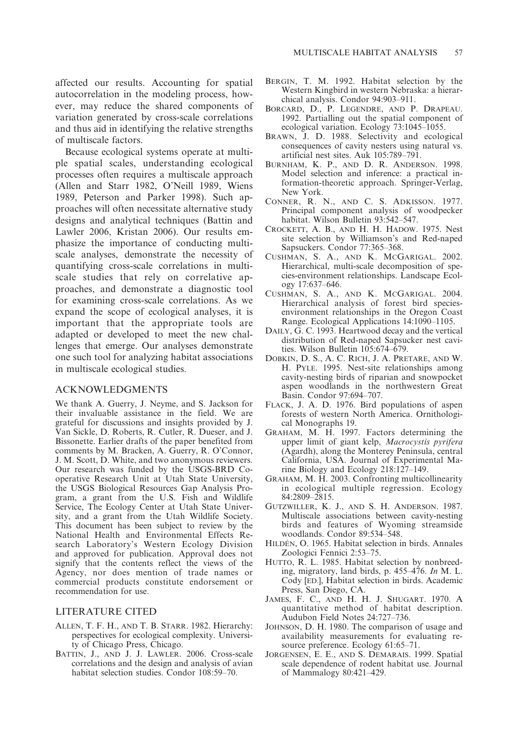affected our results. Accounting for spatial autocorrelation in the modeling process, however, may reduce the shared components of variation generated by cross-scale correlations and thus aid in identifying the relative strengths of multiscale factors.

Because ecological systems operate at multiple spatial scales, understanding ecological processes often requires a multiscale approach (Allen and Starr 1982, O'Neill 1989, Wiens 1989, Peterson and Parker 1998). Such approaches will often necessitate alternative study designs and analytical techniques (Battin and Lawler 2006, Kristan 2006). Our results emphasize the importance of conducting multiscale analyses, demonstrate the necessity of quantifying cross-scale correlations in multiscale studies that rely on correlative approaches, and demonstrate a diagnostic tool for examining cross-scale correlations. As we expand the scope of ecological analyses, it is important that the appropriate tools are adapted or developed to meet the new challenges that emerge. Our analyses demonstrate one such tool for analyzing habitat associations in multiscale ecological studies.

## ACKNOWLEDGMENTS

We thank A. Guerry, J. Neyme, and S. Jackson for their invaluable assistance in the field. We are grateful for discussions and insights provided by J. Van Sickle, D. Roberts, R. Cutler, R. Dueser, and J. Bissonette. Earlier drafts of the paper benefited from comments by M. Bracken, A. Guerry, R. O'Connor, J. M. Scott, D. White, and two anonymous reviewers. Our research was funded by the USGS-BRD Cooperative Research Unit at Utah State University, the USGS Biological Resources Gap Analysis Program, a grant from the U.S. Fish and Wildlife Service, The Ecology Center at Utah State University, and a grant from the Utah Wildlife Society. This document has been subject to review by the National Health and Environmental Effects Research Laboratory's Western Ecology Division and approved for publication. Approval does not signify that the contents reflect the views of the Agency, nor does mention of trade names or commercial products constitute endorsement or recommendation for use.

## LITERATURE CITED

Allen, T. F. H., and T. B. Starr. 1982. Hierarchy: perspectives for ecological complexity. University of Chicago Press, Chicago.

Battin, J., and J. J. Lawler. 2006. Cross-scale correlations and the design and analysis of avian habitat selection studies. Condor 108:59–70.

Bergin, T. M. 1992. Habitat selection by the Western Kingbird in western Nebraska: a hierarchical analysis. Condor 94:903–911.

Borcard, D., P. Legendre, and P. Drapeau. 1992. Partialling out the spatial component of ecological variation. Ecology 73:1045–1055.

Brawn, J. D. 1988. Selectivity and ecological consequences of cavity nesters using natural vs. artificial nest sites. Auk 105:789–791.

Burnham, K. P., and D. R. Anderson. 1998. Model selection and inference: a practical information-theoretic approach. Springer-Verlag, New York.

Conner, R. N., and C. S. Adkisson. 1977. Principal component analysis of woodpecker habitat. Wilson Bulletin 93:542–547.

Crockett, A. B., and H. H. Hadow. 1975. Nest site selection by Williamson's and Red-naped Sapsuckers. Condor 77:365–368.

Cushman, S. A., and K. McGarigal. 2002. Hierarchical, multi-scale decomposition of species-environment relationships. Landscape Ecology 17:637–646.

Cushman, S. A., and K. McGarigal. 2004. Hierarchical analysis of forest bird species-environment relationships in the Oregon Coast Range. Ecological Applications 14:1090–1105.

Daily, G. C. 1993. Heartwood decay and the vertical distribution of Red-naped Sapsucker nest cavities. Wilson Bulletin 105:674–679.

Dobkin, D. S., A. C. Rich, J. A. Pretare, and W. H. Pyle. 1995. Nest-site relationships among cavity-nesting birds of riparian and snowpocket aspen woodlands in the northwestern Great Basin. Condor 97:694–707.

Flack, J. A. D. 1976. Bird populations of aspen forests of western North America. Ornithological Monographs 19.

Graham, M. H. 1997. Factors determining the upper limit of giant kelp, *Macrocystis pyrifera* (Agardh), along the Monterey Peninsula, central California, USA. Journal of Experimental Marine Biology and Ecology 218:127–149.

Graham, M. H. 2003. Confronting multicollinearity in ecological multiple regression. Ecology 84:2809–2815.

Gutzwiller, K. J., and S. H. Anderson. 1987. Multiscale associations between cavity-nesting birds and features of Wyoming streamside woodlands. Condor 89:534–548.

Hildén, O. 1965. Habitat selection in birds. Annales Zoologici Fennici 2:53–75.

Hutto, R. L. 1985. Habitat selection by nonbreeding, migratory, land birds, p. 455–476. *In* M. L. Cody [ed.], Habitat selection in birds. Academic Press, San Diego, CA.

James, F. C., and H. H. J. Shugart. 1970. A quantitative method of habitat description. Audubon Field Notes 24:727–736.

Johnson, D. H. 1980. The comparison of usage and availability measurements for evaluating resource preference. Ecology 61:65–71.

Jorgensen, E. E., and S. Demarais. 1999. Spatial scale dependence of rodent habitat use. Journal of Mammalogy 80:421–429.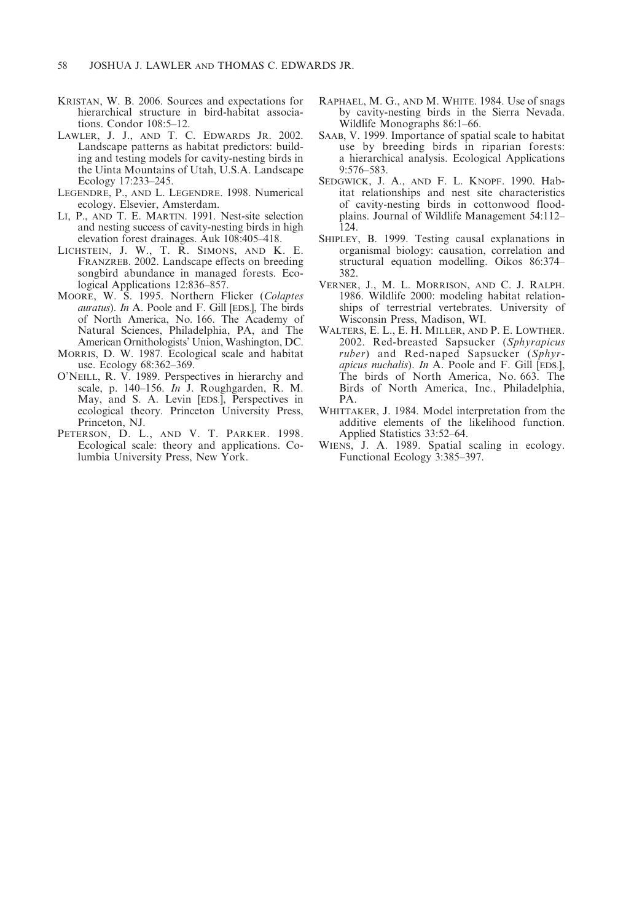KRISTAN, W. B. 2006. Sources and expectations for hierarchical structure in bird-habitat associations. Condor 108:5–12.

LAWLER, J. J., AND T. C. EDWARDS JR. 2002. Landscape patterns as habitat predictors: building and testing models for cavity-nesting birds in the Uinta Mountains of Utah, U.S.A. Landscape Ecology 17:233–245.

LEGENDRE, P., AND L. LEGENDRE. 1998. Numerical ecology. Elsevier, Amsterdam.

LI, P., AND T. E. MARTIN. 1991. Nest-site selection and nesting success of cavity-nesting birds in high elevation forest drainages. Auk 108:405–418.

LICHSTEIN, J. W., T. R. SIMONS, AND K. E. FRANZREB. 2002. Landscape effects on breeding songbird abundance in managed forests. Ecological Applications 12:836–857.

MOORE, W. S. 1995. Northern Flicker (*Colaptes auratus*). *In* A. Poole and F. Gill [EDS.], The birds of North America, No. 166. The Academy of Natural Sciences, Philadelphia, PA, and The American Ornithologists' Union, Washington, DC.

MORRIS, D. W. 1987. Ecological scale and habitat use. Ecology 68:362–369.

O'NEILL, R. V. 1989. Perspectives in hierarchy and scale, p. 140–156. *In* J. Roughgarden, R. M. May, and S. A. Levin [EDS.], Perspectives in ecological theory. Princeton University Press, Princeton, NJ.

PETERSON, D. L., AND V. T. PARKER. 1998. Ecological scale: theory and applications. Columbia University Press, New York.

RAPHAEL, M. G., AND M. WHITE. 1984. Use of snags by cavity-nesting birds in the Sierra Nevada. Wildlife Monographs 86:1–66.

SAAB, V. 1999. Importance of spatial scale to habitat use by breeding birds in riparian forests: a hierarchical analysis. Ecological Applications 9:576–583.

SEDGWICK, J. A., AND F. L. KNOPF. 1990. Habitat relationships and nest site characteristics of cavity-nesting birds in cottonwood floodplains. Journal of Wildlife Management 54:112–124.

SHIPLEY, B. 1999. Testing causal explanations in organismal biology: causation, correlation and structural equation modelling. Oikos 86:374–382.

VERNER, J., M. L. MORRISON, AND C. J. RALPH. 1986. Wildlife 2000: modeling habitat relationships of terrestrial vertebrates. University of Wisconsin Press, Madison, WI.

WALTERS, E. L., E. H. MILLER, AND P. E. LOWTHER. 2002. Red-breasted Sapsucker (*Sphyrapicus ruber*) and Red-naped Sapsucker (*Sphyrapicus nuchalis*). *In* A. Poole and F. Gill [EDS.], The birds of North America, No. 663. The Birds of North America, Inc., Philadelphia, PA.

WHITTAKER, J. 1984. Model interpretation from the additive elements of the likelihood function. Applied Statistics 33:52–64.

WIENS, J. A. 1989. Spatial scaling in ecology. Functional Ecology 3:385–397.